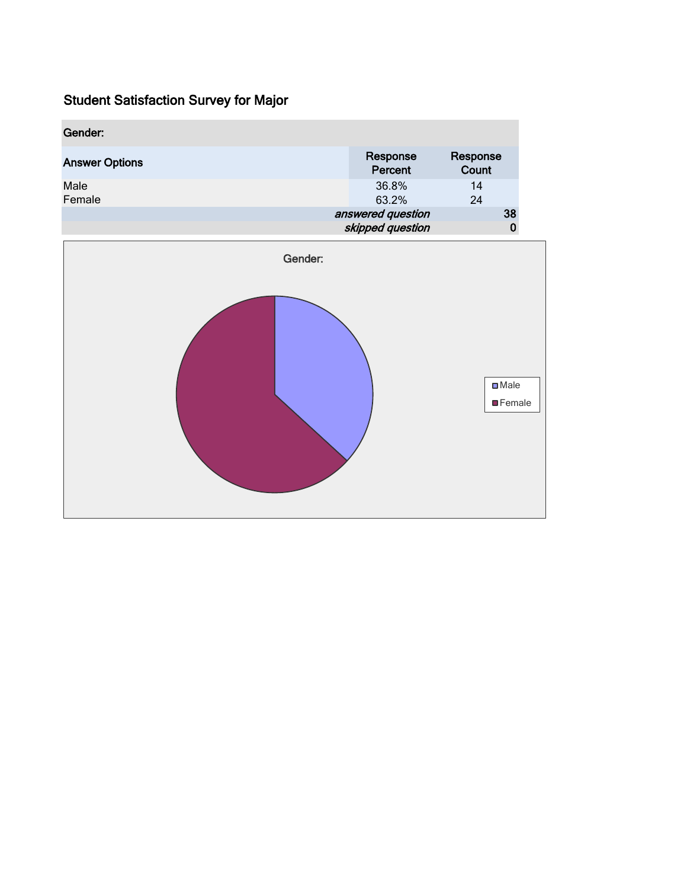# Student Satisfaction Survey for Major

| Gender: | | |
|---|---|---|
| **Answer Options** | **Response Percent** | **Response Count** |
| Male | 36.8% | 14 |
| Female | 63.2% | 24 |
| | *answered question* | **38** |
| | *skipped question* | **0** |

Gender:

Male
Female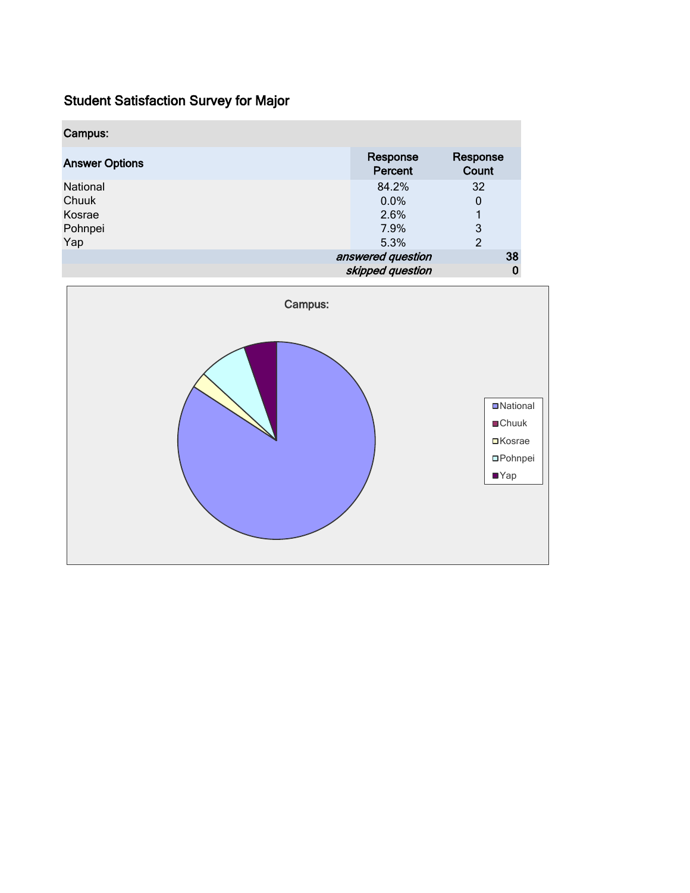## Student Satisfaction Survey for Major

| Campus: | | |
| --- | --- | --- |
| **Answer Options** | **Response Percent** | **Response Count** |
| National | 84.2% | 32 |
| Chuuk | 0.0% | 0 |
| Kosrae | 2.6% | 1 |
| Pohnpei | 7.9% | 3 |
| Yap | 5.3% | 2 |
| | *answered question* | **38** |
| | *skipped question* | **0** |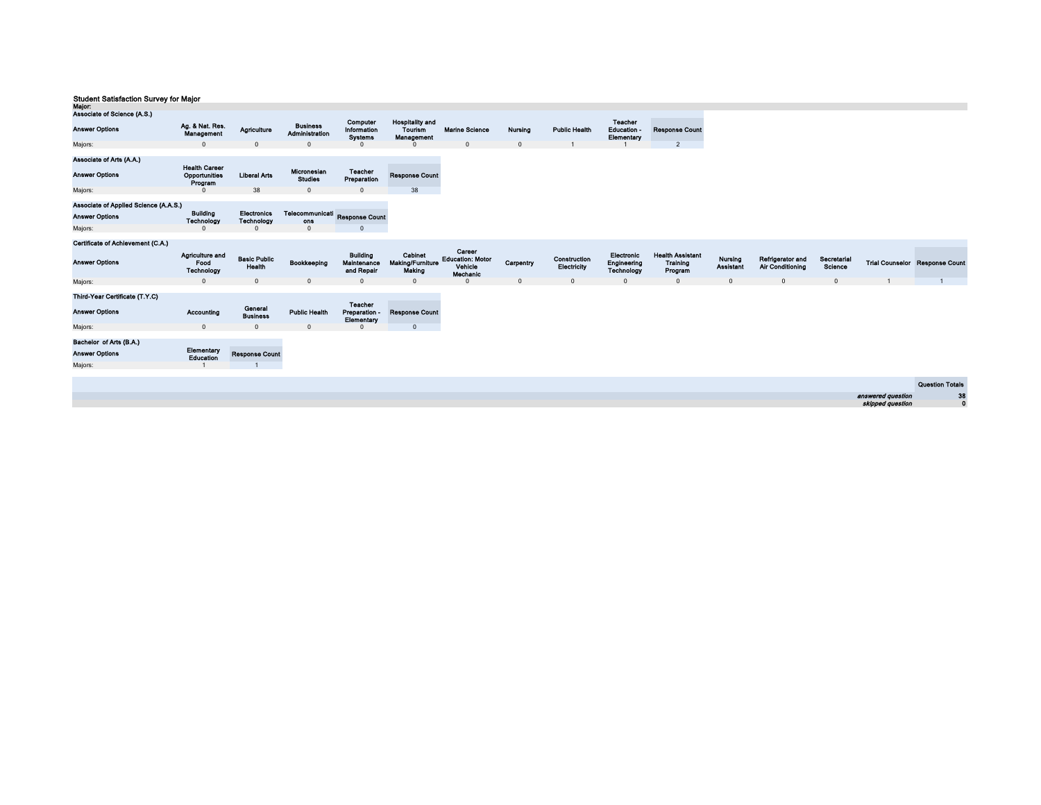**Student Satisfaction Survey for Major**

**Major:**

**Associate of Science (A.S.)**

| Answer Options | Ag. & Nat. Res. Management | Agriculture | Business Administration | Computer Information Systems | Hospitality and Tourism Management | Marine Science | Nursing | Public Health | Teacher Education - Elementary | Response Count |
|---|---|---|---|---|---|---|---|---|---|---|
| Majors: | 0 | 0 | 0 | 0 | 0 | 0 | 0 | 1 | 1 | 2 |

**Associate of Arts (A.A.)**

| Answer Options | Health Career Opportunities Program | Liberal Arts | Micronesian Studies | Teacher Preparation | Response Count |
|---|---|---|---|---|---|
| Majors: | 0 | 38 | 0 | 0 | 38 |

**Associate of Applied Science (A.A.S.)**

| Answer Options | Building Technology | Electronics Technology | Telecommunications | Response Count |
|---|---|---|---|---|
| Majors: | 0 | 0 | 0 | 0 |

**Certificate of Achievement (C.A.)**

| Answer Options | Agriculture and Food Technology | Basic Public Health | Bookkeeping | Building Maintenance and Repair | Cabinet Making/Furniture Making | Career Education: Motor Vehicle Mechanic | Carpentry | Construction Electricity | Electronic Engineering Technology | Health Assistant Training Program | Nursing Assistant | Refrigerator and Air Conditioning | Secretarial Science | Trial Counselor | Response Count |
|---|---|---|---|---|---|---|---|---|---|---|---|---|---|---|---|
| Majors: | 0 | 0 | 0 | 0 | 0 | 0 | 0 | 0 | 0 | 0 | 0 | 0 | 0 | 1 | 1 |

**Third-Year Certificate (T.Y.C)**

| Answer Options | Accounting | General Business | Public Health | Teacher Preparation - Elementary | Response Count |
|---|---|---|---|---|---|
| Majors: | 0 | 0 | 0 | 0 | 0 |

**Bachelor of Arts (B.A.)**

| Answer Options | Elementary Education | Response Count |
|---|---|---|
| Majors: | 1 | 1 |

| | Question Totals |
|---|---|
| *answered question* | 38 |
| *skipped question* | 0 |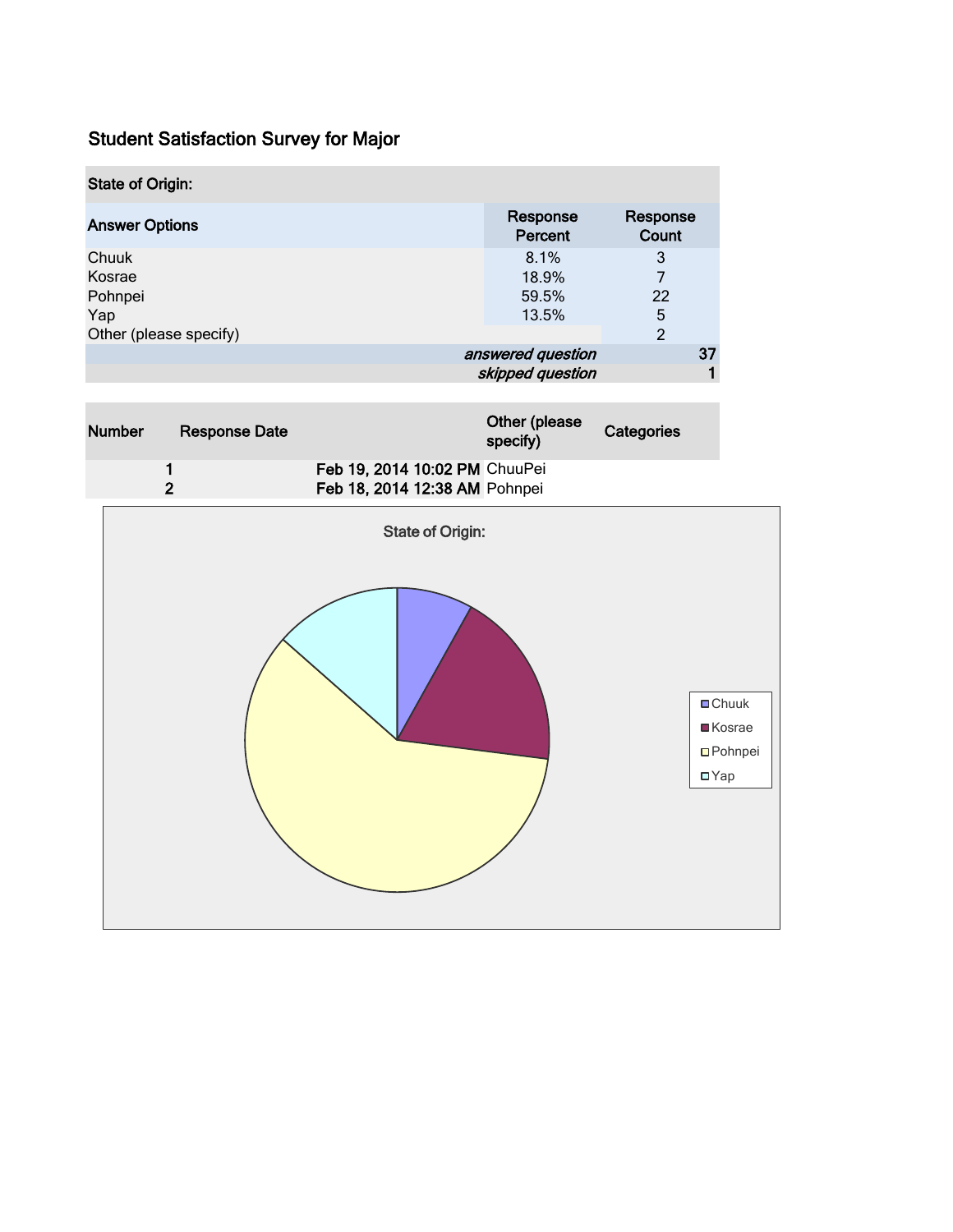# Student Satisfaction Survey for Major

| State of Origin: | | |
|---|---|---|
| **Answer Options** | **Response Percent** | **Response Count** |
| Chuuk | 8.1% | 3 |
| Kosrae | 18.9% | 7 |
| Pohnpei | 59.5% | 22 |
| Yap | 13.5% | 5 |
| Other (please specify) | | 2 |
| | *answered question* | 37 |
| | *skipped question* | 1 |

| Number | Response Date | Other (please specify) | Categories |
|---|---|---|---|
| 1 | Feb 19, 2014 10:02 PM | ChuuPei | |
| 2 | Feb 18, 2014 12:38 AM | Pohnpei | |

State of Origin:

- Chuuk
- Kosrae
- Pohnpei
- Yap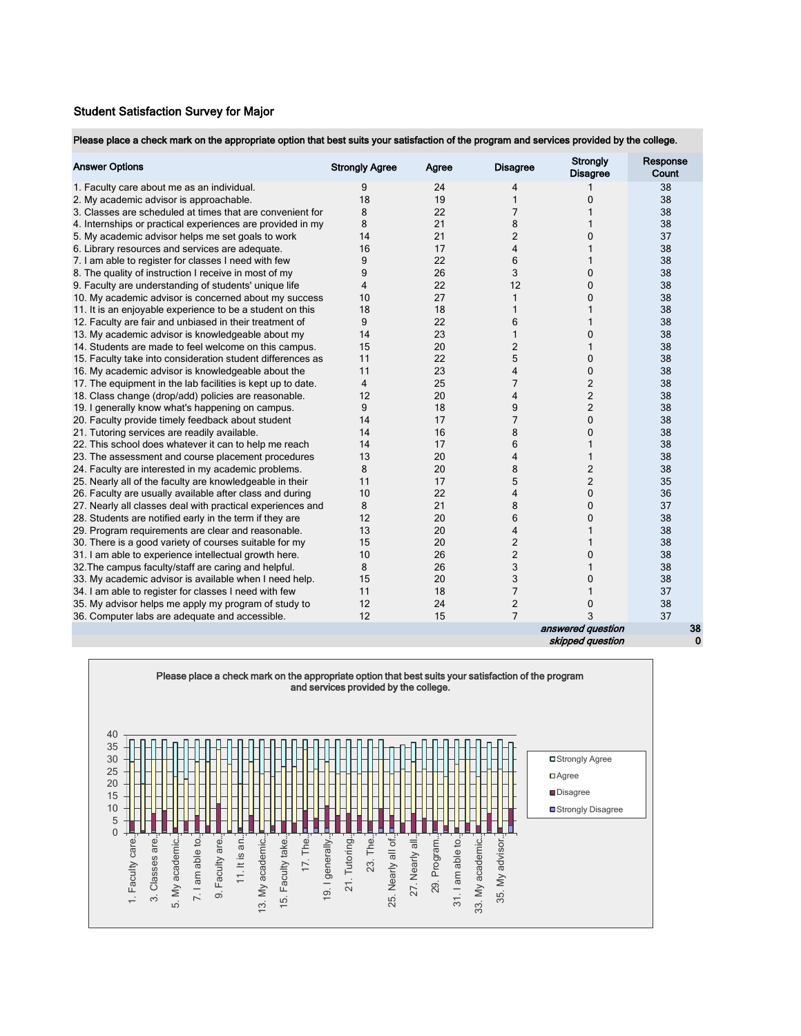## Student Satisfaction Survey for Major

| Please place a check mark on the appropriate option that best suits your satisfaction of the program and services provided by the college. | | | | | |
|---|---|---|---|---|---|
| **Answer Options** | **Strongly Agree** | **Agree** | **Disagree** | **Strongly Disagree** | **Response Count** |
| 1. Faculty care about me as an individual. | 9 | 24 | 4 | 1 | 38 |
| 2. My academic advisor is approachable. | 18 | 19 | 1 | 0 | 38 |
| 3. Classes are scheduled at times that are convenient for | 8 | 22 | 7 | 1 | 38 |
| 4. Internships or practical experiences are provided in my | 8 | 21 | 8 | 1 | 38 |
| 5. My academic advisor helps me set goals to work | 14 | 21 | 2 | 0 | 37 |
| 6. Library resources and services are adequate. | 16 | 17 | 4 | 1 | 38 |
| 7. I am able to register for classes I need with few | 9 | 22 | 6 | 1 | 38 |
| 8. The quality of instruction I receive in most of my | 9 | 26 | 3 | 0 | 38 |
| 9. Faculty are understanding of students' unique life | 4 | 22 | 12 | 0 | 38 |
| 10. My academic advisor is concerned about my success | 10 | 27 | 1 | 0 | 38 |
| 11. It is an enjoyable experience to be a student on this | 18 | 18 | 1 | 1 | 38 |
| 12. Faculty are fair and unbiased in their treatment of | 9 | 22 | 6 | 1 | 38 |
| 13. My academic advisor is knowledgeable about my | 14 | 23 | 1 | 0 | 38 |
| 14. Students are made to feel welcome on this campus. | 15 | 20 | 2 | 1 | 38 |
| 15. Faculty take into consideration student differences as | 11 | 22 | 5 | 0 | 38 |
| 16. My academic advisor is knowledgeable about the | 11 | 23 | 4 | 0 | 38 |
| 17. The equipment in the lab facilities is kept up to date. | 4 | 25 | 7 | 2 | 38 |
| 18. Class change (drop/add) policies are reasonable. | 12 | 20 | 4 | 2 | 38 |
| 19. I generally know what's happening on campus. | 9 | 18 | 9 | 2 | 38 |
| 20. Faculty provide timely feedback about student | 14 | 17 | 7 | 0 | 38 |
| 21. Tutoring services are readily available. | 14 | 16 | 8 | 0 | 38 |
| 22. This school does whatever it can to help me reach | 14 | 17 | 6 | 1 | 38 |
| 23. The assessment and course placement procedures | 13 | 20 | 4 | 1 | 38 |
| 24. Faculty are interested in my academic problems. | 8 | 20 | 8 | 2 | 38 |
| 25. Nearly all of the faculty are knowledgeable in their | 11 | 17 | 5 | 2 | 35 |
| 26. Faculty are usually available after class and during | 10 | 22 | 4 | 0 | 36 |
| 27. Nearly all classes deal with practical experiences and | 8 | 21 | 8 | 0 | 37 |
| 28. Students are notified early in the term if they are | 12 | 20 | 6 | 0 | 38 |
| 29. Program requirements are clear and reasonable. | 13 | 20 | 4 | 1 | 38 |
| 30. There is a good variety of courses suitable for my | 15 | 20 | 2 | 1 | 38 |
| 31. I am able to experience intellectual growth here. | 10 | 26 | 2 | 0 | 38 |
| 32.The campus faculty/staff are caring and helpful. | 8 | 26 | 3 | 1 | 38 |
| 33. My academic advisor is available when I need help. | 15 | 20 | 3 | 0 | 38 |
| 34. I am able to register for classes I need with few | 11 | 18 | 7 | 1 | 37 |
| 35. My advisor helps me apply my program of study to | 12 | 24 | 2 | 0 | 38 |
| 36. Computer labs are adequate and accessible. | 12 | 15 | 7 | 3 | 37 |
| | | | | *answered question* | 38 |
| | | | | *skipped question* | 0 |

Please place a check mark on the appropriate option that best suits your satisfaction of the program and services provided by the college.

40
35
30
25
20
15
10
5
0

1. Faculty care...
3. Classes are...
5. My academic...
7. I am able to...
9. Faculty are...
11. It is an...
13. My academic...
15. Faculty take...
17. The...
19. I generally...
21. Tutoring...
23. The...
25. Nearly all of...
27. Nearly all...
29. Program...
31. I am able to...
33. My academic...
35. My advisor...

Strongly Agree
Agree
Disagree
Strongly Disagree